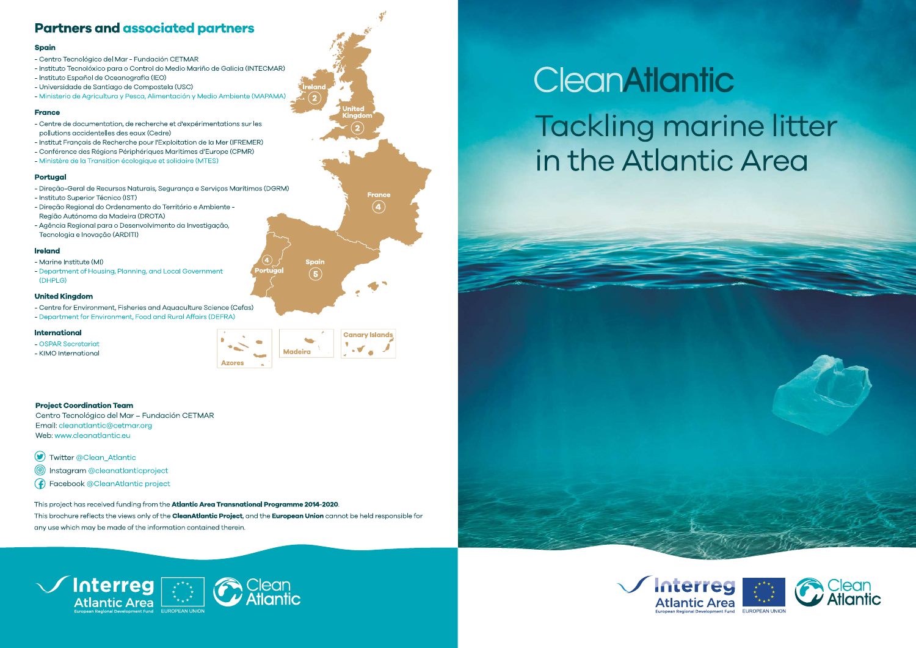# CleanAtlantic

## Tackling marine litter in the Atlantic Area

## Partners and associated partners

### Spain

- Centro Tecnológico del Mar - Fundación CETMAR
- Instituto Tecnolóxico para o Control do Medio Mariño de Galicia (INTECMAR)
- Instituto Español de Oceanografía (IEO)
- Universidade de Santiago de Compostela (USC)
- Ministerio de Agricultura y Pesca, Alimentación y Medio Ambiente (MAPAMA)

### France

- Centre de documentation, de recherche et d'expérimentations sur les pollutions accidentelles des eaux (Cedre)
- Institut Français de Recherche pour l'Exploitation de la Mer (IFREMER)
- Conférence des Régions Périphériques Maritimes d'Europe (CPMR)
- Ministère de la Transition écologique et solidaire (MTES)

### Portugal

- Direção-Geral de Recursos Naturais, Segurança e Serviços Marítimos (DGRM)
- Instituto Superior Técnico (IST)
- Direção Regional do Ordenamento do Território e Ambiente - Região Autónoma da Madeira (DROTA)
- Agência Regional para o Desenvolvimento da Investigação, Tecnologia e Inovação (ARDITI)

### Ireland

- Marine Institute (MI)
- Department of Housing, Planning, and Local Government (DHPLG)

### United Kingdom

- Centre for Environment, Fisheries and Aquaculture Science (Cefas)
- Department for Environment, Food and Rural Affairs (DEFRA)

### International

- OSPAR Secretariat
- KIMO International

Ireland 2 · United Kingdom 2 · France 4 · Portugal 4 · Spain 5 · Azores · Madeira · Canary Islands

**Project Coordination Team**
Centro Tecnológico del Mar – Fundación CETMAR
Email: cleanatlantic@cetmar.org
Web: www.cleanatlantic.eu

Twitter @Clean_Atlantic
Instagram @cleanatlanticproject
Facebook @CleanAtlantic project

This project has received funding from the **Atlantic Area Transnational Programme 2014-2020**.

This brochure reflects the views only of the **CleanAtlantic Project**, and the **European Union** cannot be held responsible for any use which may be made of the information contained therein.

Interreg Atlantic Area – European Regional Development Fund · EUROPEAN UNION · Clean Atlantic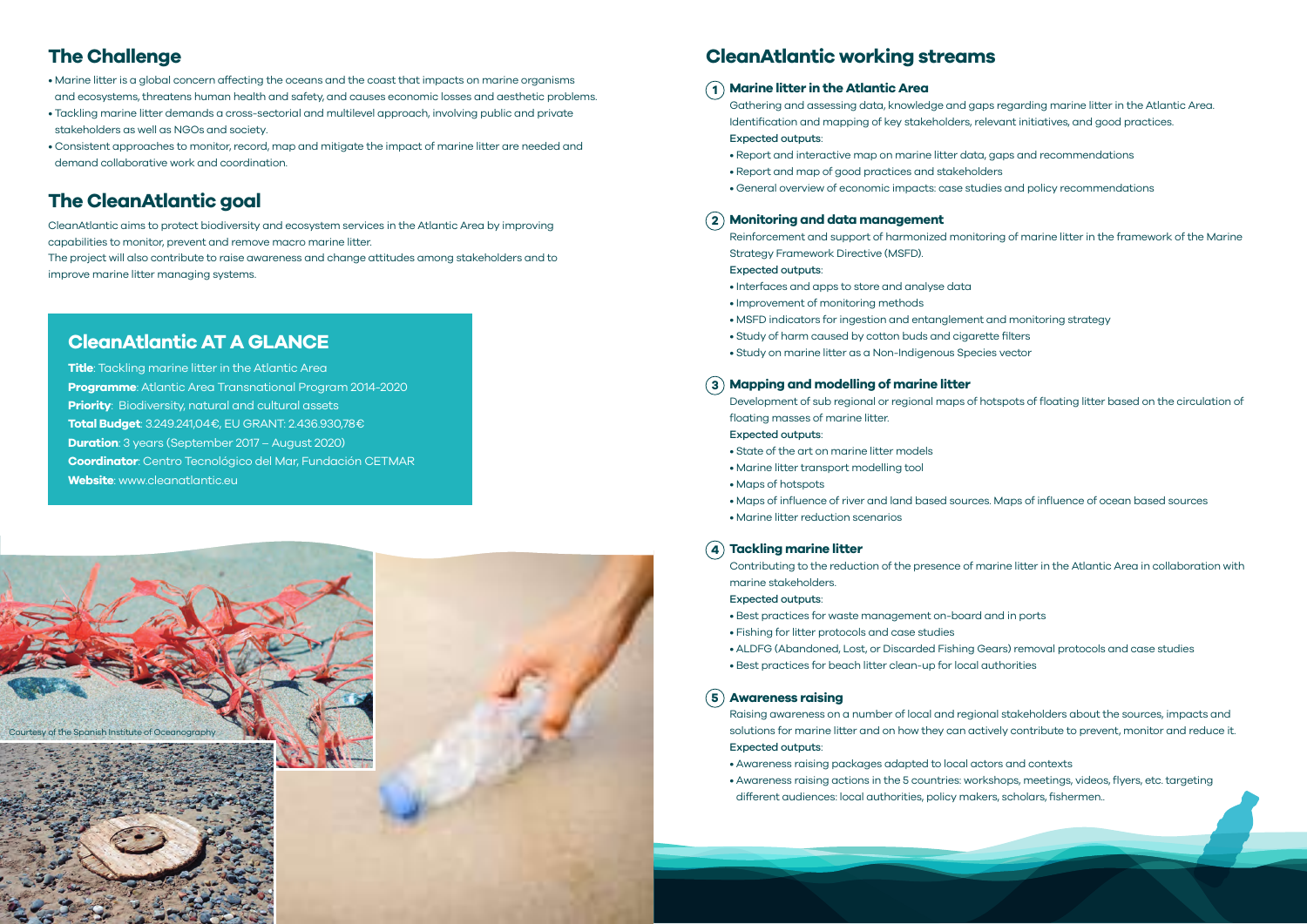## The Challenge

- Marine litter is a global concern affecting the oceans and the coast that impacts on marine organisms and ecosystems, threatens human health and safety, and causes economic losses and aesthetic problems.
- Tackling marine litter demands a cross-sectorial and multilevel approach, involving public and private stakeholders as well as NGOs and society.
- Consistent approaches to monitor, record, map and mitigate the impact of marine litter are needed and demand collaborative work and coordination.

## The CleanAtlantic goal

CleanAtlantic aims to protect biodiversity and ecosystem services in the Atlantic Area by improving capabilities to monitor, prevent and remove macro marine litter.
The project will also contribute to raise awareness and change attitudes among stakeholders and to improve marine litter managing systems.

## CleanAtlantic AT A GLANCE

**Title**: Tackling marine litter in the Atlantic Area
**Programme**: Atlantic Area Transnational Program 2014-2020
**Priority**: Biodiversity, natural and cultural assets
**Total Budget**: 3.249.241,04€, EU GRANT: 2.436.930,78€
**Duration**: 3 years (September 2017 – August 2020)
**Coordinator**: Centro Tecnológico del Mar, Fundación CETMAR
**Website**: www.cleanatlantic.eu

Courtesy of the Spanish Institute of Oceanography

## CleanAtlantic working streams

### 1 Marine litter in the Atlantic Area

Gathering and assessing data, knowledge and gaps regarding marine litter in the Atlantic Area. Identification and mapping of key stakeholders, relevant initiatives, and good practices.

Expected outputs:

- Report and interactive map on marine litter data, gaps and recommendations
- Report and map of good practices and stakeholders
- General overview of economic impacts: case studies and policy recommendations

### 2 Monitoring and data management

Reinforcement and support of harmonized monitoring of marine litter in the framework of the Marine Strategy Framework Directive (MSFD).

Expected outputs:

- Interfaces and apps to store and analyse data
- Improvement of monitoring methods
- MSFD indicators for ingestion and entanglement and monitoring strategy
- Study of harm caused by cotton buds and cigarette filters
- Study on marine litter as a Non-Indigenous Species vector

### 3 Mapping and modelling of marine litter

Development of sub regional or regional maps of hotspots of floating litter based on the circulation of floating masses of marine litter.

Expected outputs:

- State of the art on marine litter models
- Marine litter transport modelling tool
- Maps of hotspots
- Maps of influence of river and land based sources. Maps of influence of ocean based sources
- Marine litter reduction scenarios

### 4 Tackling marine litter

Contributing to the reduction of the presence of marine litter in the Atlantic Area in collaboration with marine stakeholders.

Expected outputs:

- Best practices for waste management on-board and in ports
- Fishing for litter protocols and case studies
- ALDFG (Abandoned, Lost, or Discarded Fishing Gears) removal protocols and case studies
- Best practices for beach litter clean-up for local authorities

### 5 Awareness raising

Raising awareness on a number of local and regional stakeholders about the sources, impacts and solutions for marine litter and on how they can actively contribute to prevent, monitor and reduce it.

Expected outputs:

- Awareness raising packages adapted to local actors and contexts
- Awareness raising actions in the 5 countries: workshops, meetings, videos, flyers, etc. targeting different audiences: local authorities, policy makers, scholars, fishermen..